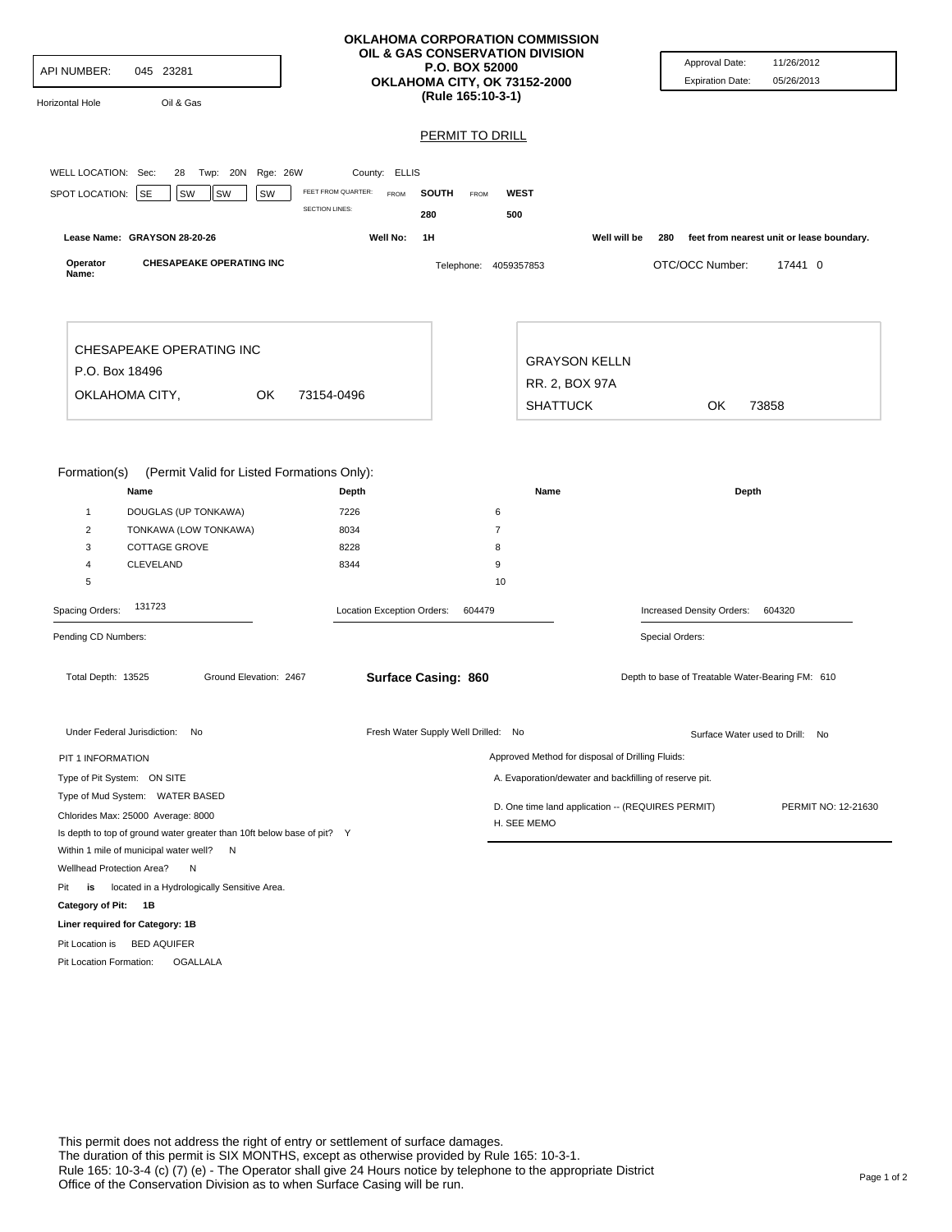API NUMBER: 045 23281

Horizontal Hole    Oil & Gas

**OKLAHOMA CORPORATION COMMISSION**
**OIL & GAS CONSERVATION DIVISION**
**P.O. BOX 52000**
**OKLAHOMA CITY, OK 73152-2000**
**(Rule 165:10-3-1)**

Approval Date: 11/26/2012
Expiration Date: 05/26/2013

## PERMIT TO DRILL

WELL LOCATION: Sec: 28 Twp: 20N Rge: 26W County: ELLIS

SPOT LOCATION: SE SW SW SW

FEET FROM QUARTER: FROM SOUTH FROM WEST
SECTION LINES: 280 500

Lease Name: GRAYSON 28-20-26    Well No: 1H    Well will be 280 feet from nearest unit or lease boundary.

Operator Name: CHESAPEAKE OPERATING INC    Telephone: 4059357853    OTC/OCC Number: 17441 0

CHESAPEAKE OPERATING INC
P.O. Box 18496
OKLAHOMA CITY, OK 73154-0496

GRAYSON KELLN
RR. 2, BOX 97A
SHATTUCK OK 73858

Formation(s) (Permit Valid for Listed Formations Only):

| | Name | Depth | | Name | Depth |
|---|---|---|---|---|---|
| 1 | DOUGLAS (UP TONKAWA) | 7226 | 6 | | |
| 2 | TONKAWA (LOW TONKAWA) | 8034 | 7 | | |
| 3 | COTTAGE GROVE | 8228 | 8 | | |
| 4 | CLEVELAND | 8344 | 9 | | |
| 5 | | | 10 | | |

Spacing Orders: 131723    Location Exception Orders: 604479    Increased Density Orders: 604320

Pending CD Numbers:    Special Orders:

Total Depth: 13525    Ground Elevation: 2467    **Surface Casing: 860**    Depth to base of Treatable Water-Bearing FM: 610

Under Federal Jurisdiction: No    Fresh Water Supply Well Drilled: No    Surface Water used to Drill: No

PIT 1 INFORMATION
Type of Pit System: ON SITE
Type of Mud System: WATER BASED
Chlorides Max: 25000 Average: 8000
Is depth to top of ground water greater than 10ft below base of pit? Y
Within 1 mile of municipal water well? N
Wellhead Protection Area? N
Pit **is** located in a Hydrologically Sensitive Area.
**Category of Pit: 1B**
**Liner required for Category: 1B**
Pit Location is BED AQUIFER
Pit Location Formation: OGALLALA

Approved Method for disposal of Drilling Fluids:

A. Evaporation/dewater and backfilling of reserve pit.

D. One time land application -- (REQUIRES PERMIT)    PERMIT NO: 12-21630

H. SEE MEMO

This permit does not address the right of entry or settlement of surface damages.
The duration of this permit is SIX MONTHS, except as otherwise provided by Rule 165: 10-3-1.
Rule 165: 10-3-4 (c) (7) (e) - The Operator shall give 24 Hours notice by telephone to the appropriate District Office of the Conservation Division as to when Surface Casing will be run.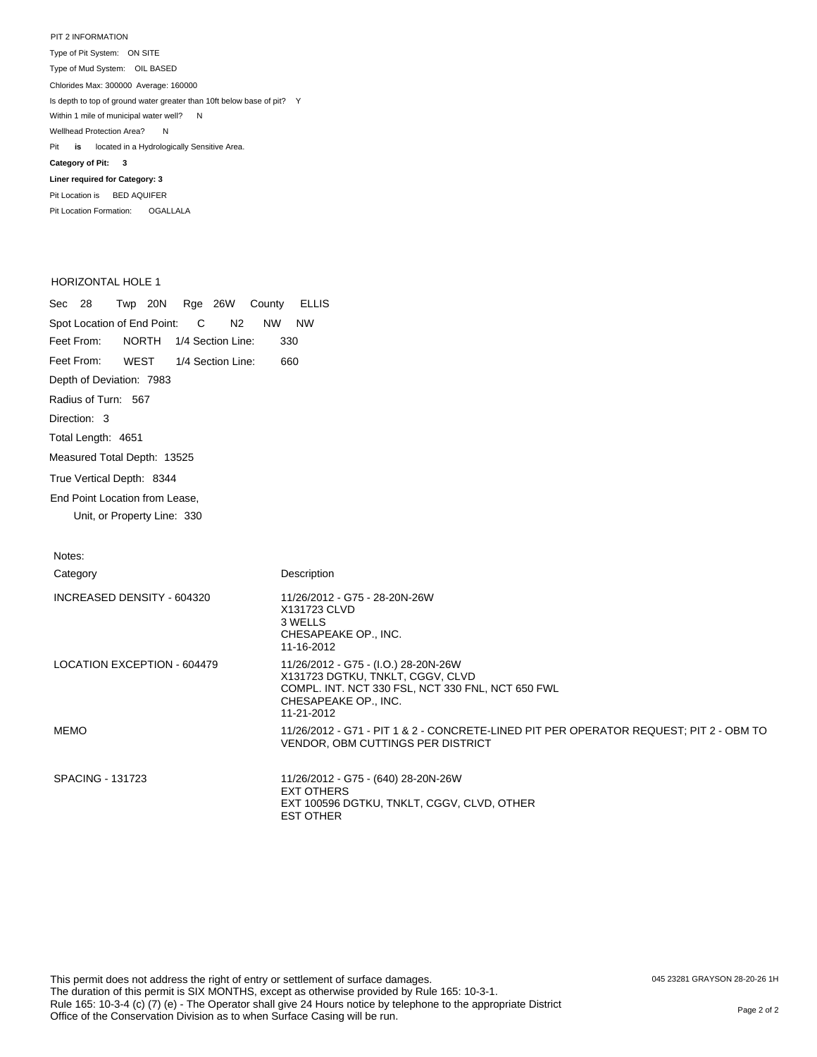PIT 2 INFORMATION

Type of Pit System: ON SITE

Type of Mud System: OIL BASED

Chlorides Max: 300000 Average: 160000

Is depth to top of ground water greater than 10ft below base of pit? Y

Within 1 mile of municipal water well? N

Wellhead Protection Area? N

Pit **is** located in a Hydrologically Sensitive Area.

**Category of Pit: 3**

**Liner required for Category: 3**

Pit Location is BED AQUIFER

Pit Location Formation: OGALLALA

HORIZONTAL HOLE 1

Sec 28 Twp 20N Rge 26W County ELLIS

Spot Location of End Point: C N2 NW NW

Feet From: NORTH 1/4 Section Line: 330

Feet From: WEST 1/4 Section Line: 660

Depth of Deviation: 7983

Radius of Turn: 567

Direction: 3

Total Length: 4651

Measured Total Depth: 13525

True Vertical Depth: 8344

End Point Location from Lease,
Unit, or Property Line: 330

Notes:

| Category | Description |
|---|---|
| INCREASED DENSITY - 604320 | 11/26/2012 - G75 - 28-20N-26W<br>X131723 CLVD<br>3 WELLS<br>CHESAPEAKE OP., INC.<br>11-16-2012 |
| LOCATION EXCEPTION - 604479 | 11/26/2012 - G75 - (I.O.) 28-20N-26W<br>X131723 DGTKU, TNKLT, CGGV, CLVD<br>COMPL. INT. NCT 330 FSL, NCT 330 FNL, NCT 650 FWL<br>CHESAPEAKE OP., INC.<br>11-21-2012 |
| MEMO | 11/26/2012 - G71 - PIT 1 & 2 - CONCRETE-LINED PIT PER OPERATOR REQUEST; PIT 2 - OBM TO VENDOR, OBM CUTTINGS PER DISTRICT |
| SPACING - 131723 | 11/26/2012 - G75 - (640) 28-20N-26W<br>EXT OTHERS<br>EXT 100596 DGTKU, TNKLT, CGGV, CLVD, OTHER<br>EST OTHER |

This permit does not address the right of entry or settlement of surface damages.
The duration of this permit is SIX MONTHS, except as otherwise provided by Rule 165: 10-3-1.
Rule 165: 10-3-4 (c) (7) (e) - The Operator shall give 24 Hours notice by telephone to the appropriate District Office of the Conservation Division as to when Surface Casing will be run.

045 23281 GRAYSON 28-20-26 1H